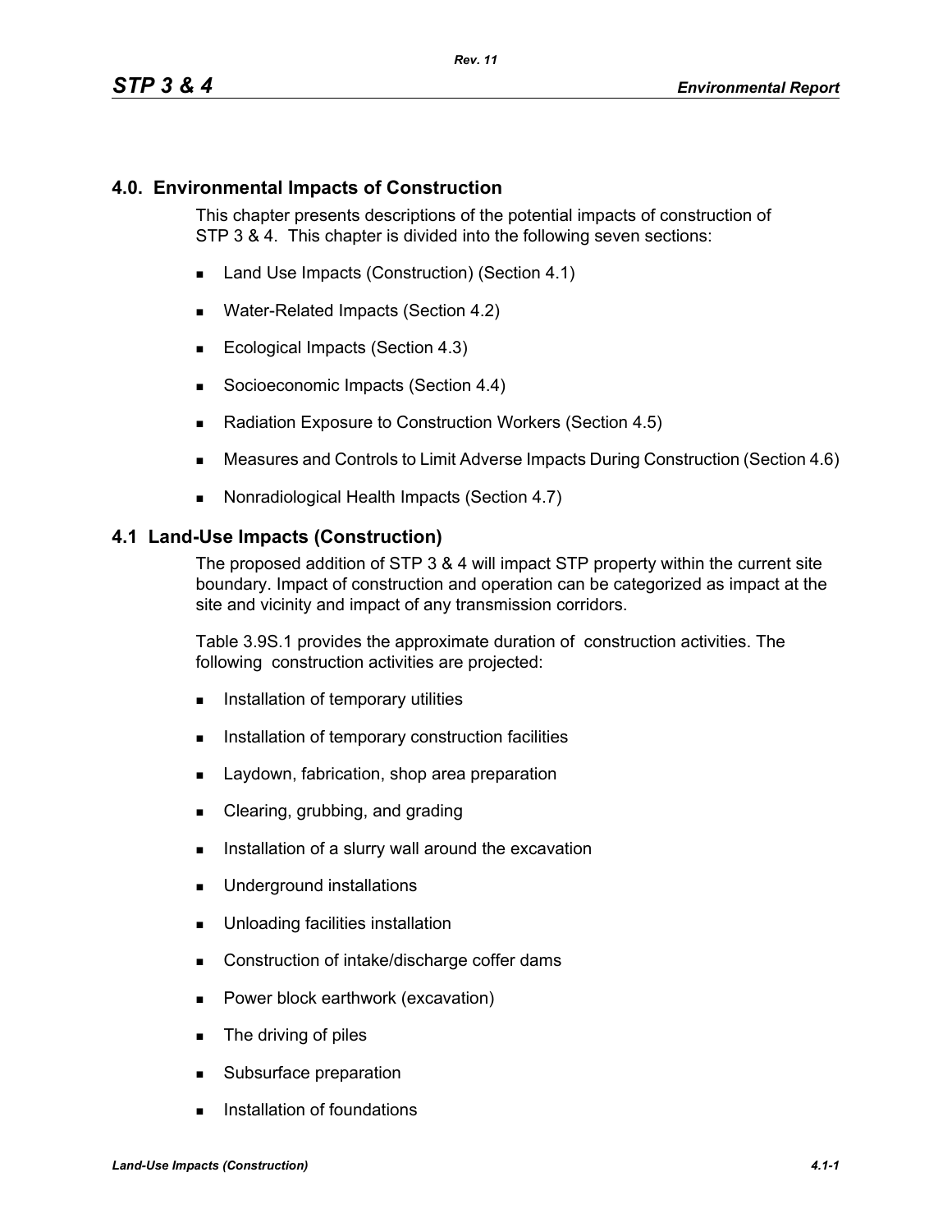## 4.0. Environmental Impacts of Construction

This chapter presents descriptions of the potential impacts of construction of STP 3 & 4. This chapter is divided into the following seven sections:

- Land Use Impacts (Construction) (Section 4.1)
- Water-Related Impacts (Section 4.2)
- Ecological Impacts (Section 4.3)
- Socioeconomic Impacts (Section 4.4)
- Radiation Exposure to Construction Workers (Section 4.5)
- Measures and Controls to Limit Adverse Impacts During Construction (Section 4.6)
- Nonradiological Health Impacts (Section 4.7)

## 4.1 Land-Use Impacts (Construction)

The proposed addition of STP 3 & 4 will impact STP property within the current site boundary. Impact of construction and operation can be categorized as impact at the site and vicinity and impact of any transmission corridors.

Table 3.9S.1 provides the approximate duration of construction activities. The following construction activities are projected:

- Installation of temporary utilities
- Installation of temporary construction facilities
- Laydown, fabrication, shop area preparation
- Clearing, grubbing, and grading
- Installation of a slurry wall around the excavation
- Underground installations
- Unloading facilities installation
- Construction of intake/discharge coffer dams
- Power block earthwork (excavation)
- The driving of piles
- Subsurface preparation
- Installation of foundations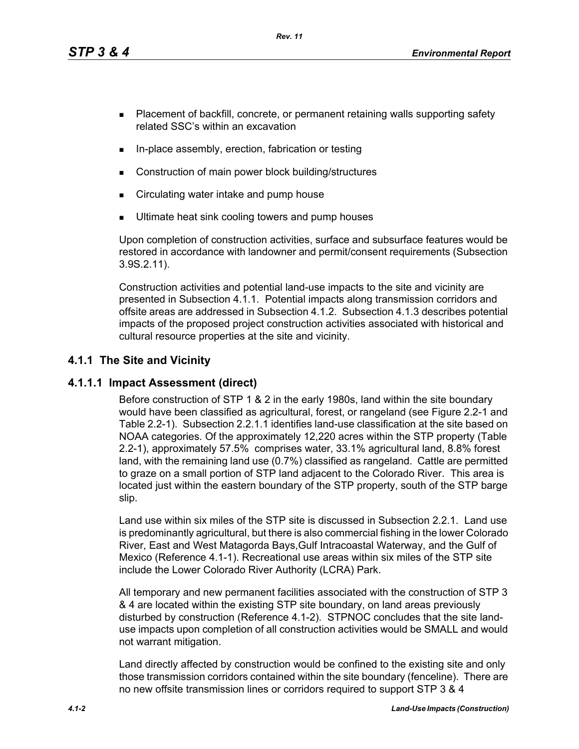- Placement of backfill, concrete, or permanent retaining walls supporting safety related SSC's within an excavation
- In-place assembly, erection, fabrication or testing
- Construction of main power block building/structures
- Circulating water intake and pump house
- Ultimate heat sink cooling towers and pump houses

Upon completion of construction activities, surface and subsurface features would be restored in accordance with landowner and permit/consent requirements (Subsection 3.9S.2.11).

Construction activities and potential land-use impacts to the site and vicinity are presented in Subsection 4.1.1. Potential impacts along transmission corridors and offsite areas are addressed in Subsection 4.1.2. Subsection 4.1.3 describes potential impacts of the proposed project construction activities associated with historical and cultural resource properties at the site and vicinity.

## 4.1.1 The Site and Vicinity

### 4.1.1.1 Impact Assessment (direct)

Before construction of STP 1 & 2 in the early 1980s, land within the site boundary would have been classified as agricultural, forest, or rangeland (see Figure 2.2-1 and Table 2.2-1). Subsection 2.2.1.1 identifies land-use classification at the site based on NOAA categories. Of the approximately 12,220 acres within the STP property (Table 2.2-1), approximately 57.5% comprises water, 33.1% agricultural land, 8.8% forest land, with the remaining land use (0.7%) classified as rangeland. Cattle are permitted to graze on a small portion of STP land adjacent to the Colorado River. This area is located just within the eastern boundary of the STP property, south of the STP barge slip.

Land use within six miles of the STP site is discussed in Subsection 2.2.1. Land use is predominantly agricultural, but there is also commercial fishing in the lower Colorado River, East and West Matagorda Bays,Gulf Intracoastal Waterway, and the Gulf of Mexico (Reference 4.1-1). Recreational use areas within six miles of the STP site include the Lower Colorado River Authority (LCRA) Park.

All temporary and new permanent facilities associated with the construction of STP 3 & 4 are located within the existing STP site boundary, on land areas previously disturbed by construction (Reference 4.1-2). STPNOC concludes that the site land-use impacts upon completion of all construction activities would be SMALL and would not warrant mitigation.

Land directly affected by construction would be confined to the existing site and only those transmission corridors contained within the site boundary (fenceline). There are no new offsite transmission lines or corridors required to support STP 3 & 4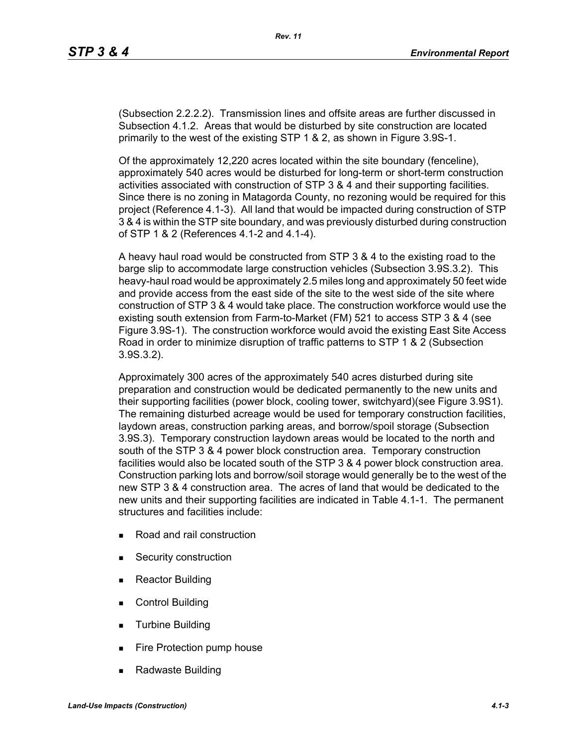(Subsection 2.2.2.2). Transmission lines and offsite areas are further discussed in Subsection 4.1.2. Areas that would be disturbed by site construction are located primarily to the west of the existing STP 1 & 2, as shown in Figure 3.9S-1.

Of the approximately 12,220 acres located within the site boundary (fenceline), approximately 540 acres would be disturbed for long-term or short-term construction activities associated with construction of STP 3 & 4 and their supporting facilities. Since there is no zoning in Matagorda County, no rezoning would be required for this project (Reference 4.1-3). All land that would be impacted during construction of STP 3 & 4 is within the STP site boundary, and was previously disturbed during construction of STP 1 & 2 (References 4.1-2 and 4.1-4).

A heavy haul road would be constructed from STP 3 & 4 to the existing road to the barge slip to accommodate large construction vehicles (Subsection 3.9S.3.2). This heavy-haul road would be approximately 2.5 miles long and approximately 50 feet wide and provide access from the east side of the site to the west side of the site where construction of STP 3 & 4 would take place. The construction workforce would use the existing south extension from Farm-to-Market (FM) 521 to access STP 3 & 4 (see Figure 3.9S-1). The construction workforce would avoid the existing East Site Access Road in order to minimize disruption of traffic patterns to STP 1 & 2 (Subsection 3.9S.3.2).

Approximately 300 acres of the approximately 540 acres disturbed during site preparation and construction would be dedicated permanently to the new units and their supporting facilities (power block, cooling tower, switchyard)(see Figure 3.9S1). The remaining disturbed acreage would be used for temporary construction facilities, laydown areas, construction parking areas, and borrow/spoil storage (Subsection 3.9S.3). Temporary construction laydown areas would be located to the north and south of the STP 3 & 4 power block construction area. Temporary construction facilities would also be located south of the STP 3 & 4 power block construction area. Construction parking lots and borrow/soil storage would generally be to the west of the new STP 3 & 4 construction area. The acres of land that would be dedicated to the new units and their supporting facilities are indicated in Table 4.1-1. The permanent structures and facilities include:

- Road and rail construction
- Security construction
- Reactor Building
- Control Building
- Turbine Building
- Fire Protection pump house
- Radwaste Building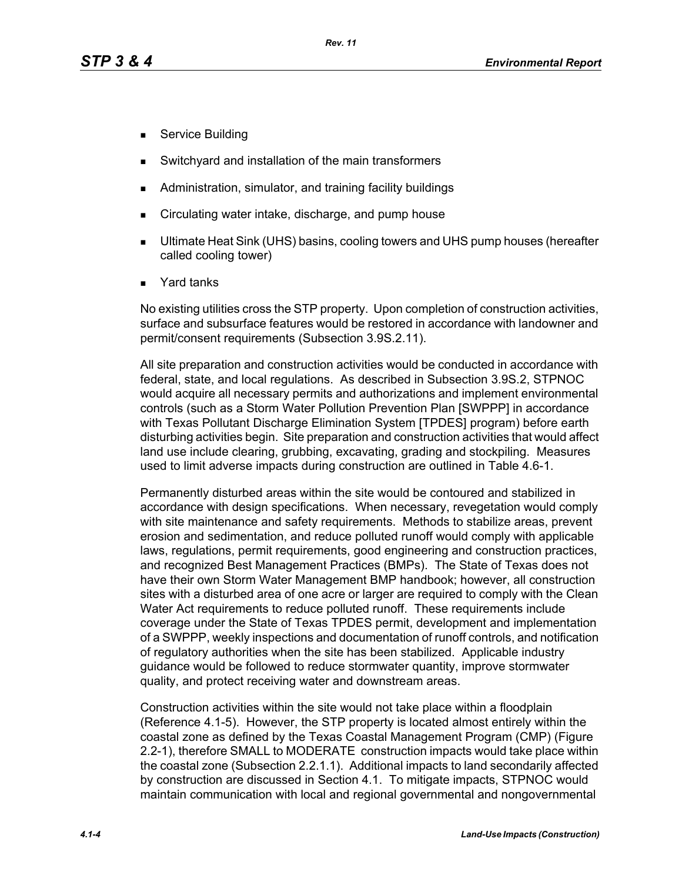- Service Building
- Switchyard and installation of the main transformers
- Administration, simulator, and training facility buildings
- Circulating water intake, discharge, and pump house
- Ultimate Heat Sink (UHS) basins, cooling towers and UHS pump houses (hereafter called cooling tower)
- Yard tanks

No existing utilities cross the STP property. Upon completion of construction activities, surface and subsurface features would be restored in accordance with landowner and permit/consent requirements (Subsection 3.9S.2.11).

All site preparation and construction activities would be conducted in accordance with federal, state, and local regulations. As described in Subsection 3.9S.2, STPNOC would acquire all necessary permits and authorizations and implement environmental controls (such as a Storm Water Pollution Prevention Plan [SWPPP] in accordance with Texas Pollutant Discharge Elimination System [TPDES] program) before earth disturbing activities begin. Site preparation and construction activities that would affect land use include clearing, grubbing, excavating, grading and stockpiling. Measures used to limit adverse impacts during construction are outlined in Table 4.6-1.

Permanently disturbed areas within the site would be contoured and stabilized in accordance with design specifications. When necessary, revegetation would comply with site maintenance and safety requirements. Methods to stabilize areas, prevent erosion and sedimentation, and reduce polluted runoff would comply with applicable laws, regulations, permit requirements, good engineering and construction practices, and recognized Best Management Practices (BMPs). The State of Texas does not have their own Storm Water Management BMP handbook; however, all construction sites with a disturbed area of one acre or larger are required to comply with the Clean Water Act requirements to reduce polluted runoff. These requirements include coverage under the State of Texas TPDES permit, development and implementation of a SWPPP, weekly inspections and documentation of runoff controls, and notification of regulatory authorities when the site has been stabilized. Applicable industry guidance would be followed to reduce stormwater quantity, improve stormwater quality, and protect receiving water and downstream areas.

Construction activities within the site would not take place within a floodplain (Reference 4.1-5). However, the STP property is located almost entirely within the coastal zone as defined by the Texas Coastal Management Program (CMP) (Figure 2.2-1), therefore SMALL to MODERATE construction impacts would take place within the coastal zone (Subsection 2.2.1.1). Additional impacts to land secondarily affected by construction are discussed in Section 4.1. To mitigate impacts, STPNOC would maintain communication with local and regional governmental and nongovernmental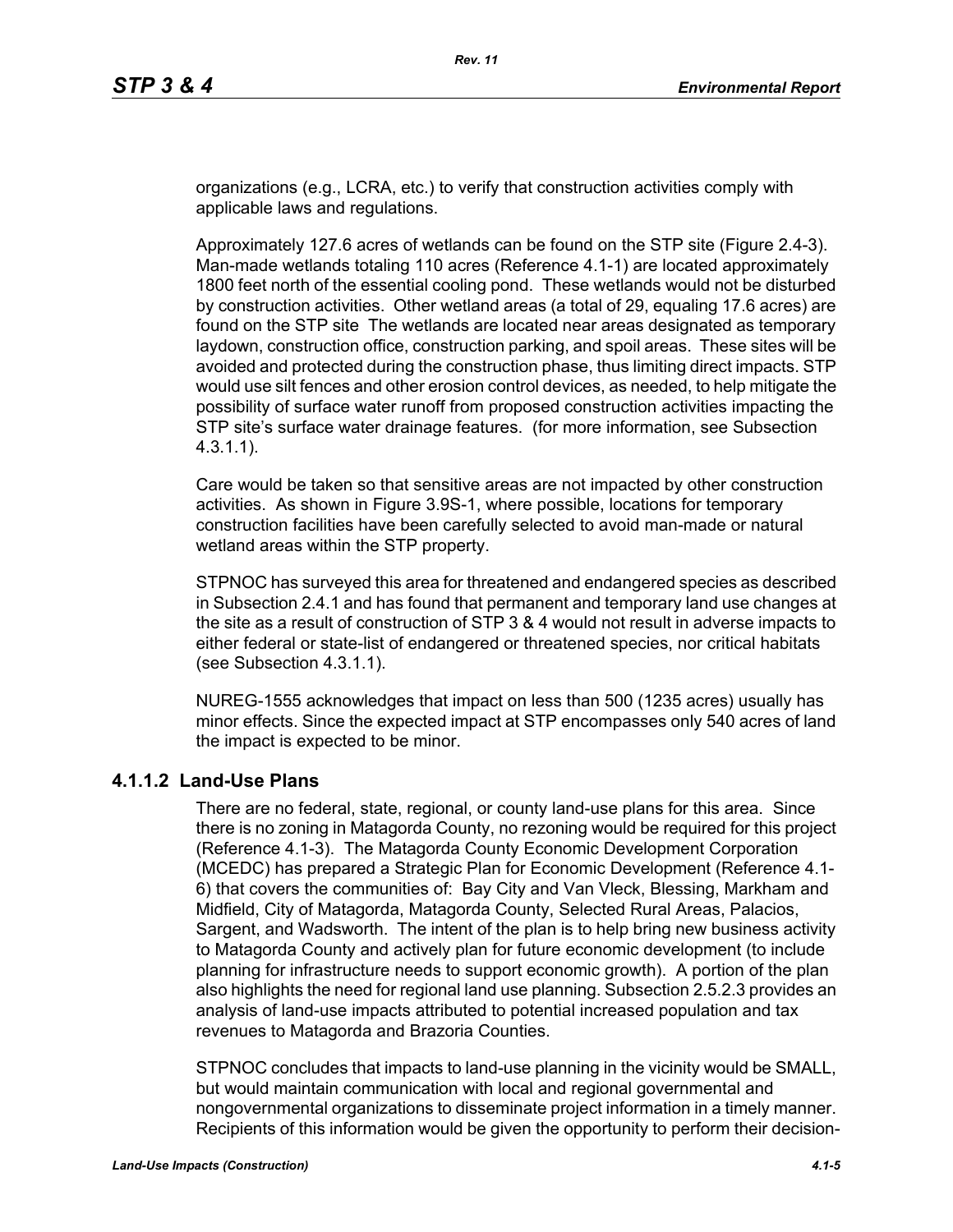organizations (e.g., LCRA, etc.) to verify that construction activities comply with applicable laws and regulations.

Approximately 127.6 acres of wetlands can be found on the STP site (Figure 2.4-3). Man-made wetlands totaling 110 acres (Reference 4.1-1) are located approximately 1800 feet north of the essential cooling pond. These wetlands would not be disturbed by construction activities. Other wetland areas (a total of 29, equaling 17.6 acres) are found on the STP site The wetlands are located near areas designated as temporary laydown, construction office, construction parking, and spoil areas. These sites will be avoided and protected during the construction phase, thus limiting direct impacts. STP would use silt fences and other erosion control devices, as needed, to help mitigate the possibility of surface water runoff from proposed construction activities impacting the STP site's surface water drainage features. (for more information, see Subsection 4.3.1.1).

Care would be taken so that sensitive areas are not impacted by other construction activities. As shown in Figure 3.9S-1, where possible, locations for temporary construction facilities have been carefully selected to avoid man-made or natural wetland areas within the STP property.

STPNOC has surveyed this area for threatened and endangered species as described in Subsection 2.4.1 and has found that permanent and temporary land use changes at the site as a result of construction of STP 3 & 4 would not result in adverse impacts to either federal or state-list of endangered or threatened species, nor critical habitats (see Subsection 4.3.1.1).

NUREG-1555 acknowledges that impact on less than 500 (1235 acres) usually has minor effects. Since the expected impact at STP encompasses only 540 acres of land the impact is expected to be minor.

### 4.1.1.2 Land-Use Plans

There are no federal, state, regional, or county land-use plans for this area. Since there is no zoning in Matagorda County, no rezoning would be required for this project (Reference 4.1-3). The Matagorda County Economic Development Corporation (MCEDC) has prepared a Strategic Plan for Economic Development (Reference 4.1-6) that covers the communities of: Bay City and Van Vleck, Blessing, Markham and Midfield, City of Matagorda, Matagorda County, Selected Rural Areas, Palacios, Sargent, and Wadsworth. The intent of the plan is to help bring new business activity to Matagorda County and actively plan for future economic development (to include planning for infrastructure needs to support economic growth). A portion of the plan also highlights the need for regional land use planning. Subsection 2.5.2.3 provides an analysis of land-use impacts attributed to potential increased population and tax revenues to Matagorda and Brazoria Counties.

STPNOC concludes that impacts to land-use planning in the vicinity would be SMALL, but would maintain communication with local and regional governmental and nongovernmental organizations to disseminate project information in a timely manner. Recipients of this information would be given the opportunity to perform their decision-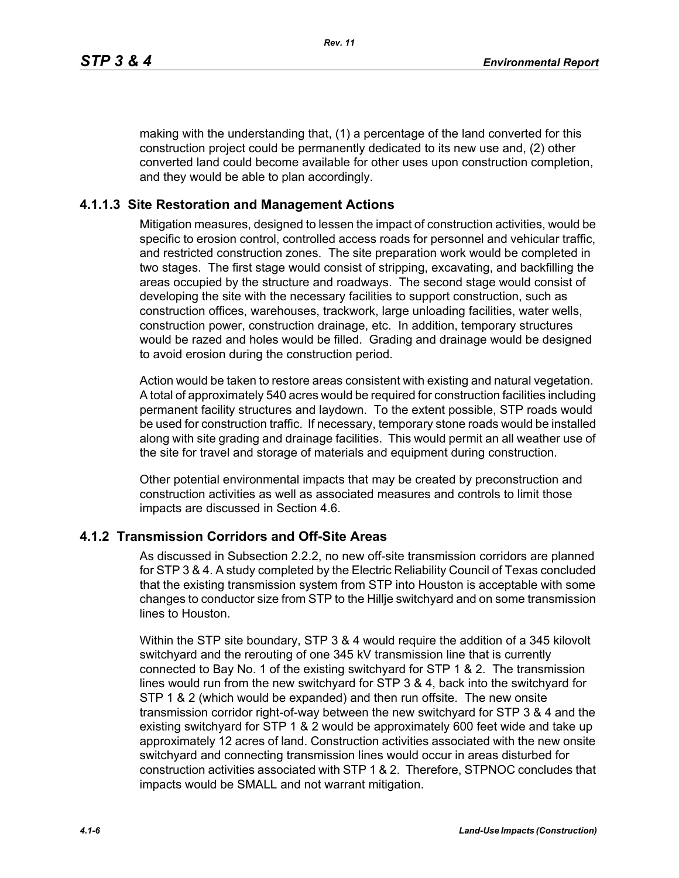making with the understanding that, (1) a percentage of the land converted for this construction project could be permanently dedicated to its new use and, (2) other converted land could become available for other uses upon construction completion, and they would be able to plan accordingly.

### 4.1.1.3 Site Restoration and Management Actions

Mitigation measures, designed to lessen the impact of construction activities, would be specific to erosion control, controlled access roads for personnel and vehicular traffic, and restricted construction zones. The site preparation work would be completed in two stages. The first stage would consist of stripping, excavating, and backfilling the areas occupied by the structure and roadways. The second stage would consist of developing the site with the necessary facilities to support construction, such as construction offices, warehouses, trackwork, large unloading facilities, water wells, construction power, construction drainage, etc. In addition, temporary structures would be razed and holes would be filled. Grading and drainage would be designed to avoid erosion during the construction period.

Action would be taken to restore areas consistent with existing and natural vegetation. A total of approximately 540 acres would be required for construction facilities including permanent facility structures and laydown. To the extent possible, STP roads would be used for construction traffic. If necessary, temporary stone roads would be installed along with site grading and drainage facilities. This would permit an all weather use of the site for travel and storage of materials and equipment during construction.

Other potential environmental impacts that may be created by preconstruction and construction activities as well as associated measures and controls to limit those impacts are discussed in Section 4.6.

## 4.1.2 Transmission Corridors and Off-Site Areas

As discussed in Subsection 2.2.2, no new off-site transmission corridors are planned for STP 3 & 4. A study completed by the Electric Reliability Council of Texas concluded that the existing transmission system from STP into Houston is acceptable with some changes to conductor size from STP to the Hillje switchyard and on some transmission lines to Houston.

Within the STP site boundary, STP 3 & 4 would require the addition of a 345 kilovolt switchyard and the rerouting of one 345 kV transmission line that is currently connected to Bay No. 1 of the existing switchyard for STP 1 & 2. The transmission lines would run from the new switchyard for STP 3 & 4, back into the switchyard for STP 1 & 2 (which would be expanded) and then run offsite. The new onsite transmission corridor right-of-way between the new switchyard for STP 3 & 4 and the existing switchyard for STP 1 & 2 would be approximately 600 feet wide and take up approximately 12 acres of land. Construction activities associated with the new onsite switchyard and connecting transmission lines would occur in areas disturbed for construction activities associated with STP 1 & 2. Therefore, STPNOC concludes that impacts would be SMALL and not warrant mitigation.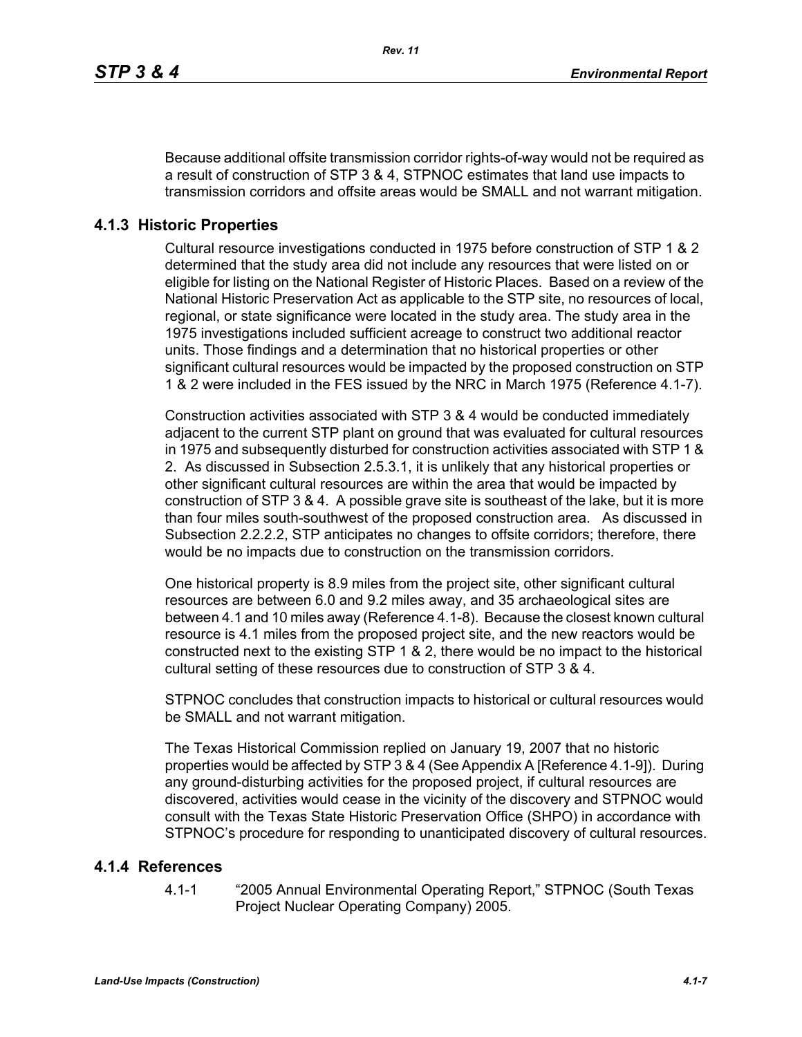Because additional offsite transmission corridor rights-of-way would not be required as a result of construction of STP 3 & 4, STPNOC estimates that land use impacts to transmission corridors and offsite areas would be SMALL and not warrant mitigation.

## 4.1.3 Historic Properties

Cultural resource investigations conducted in 1975 before construction of STP 1 & 2 determined that the study area did not include any resources that were listed on or eligible for listing on the National Register of Historic Places. Based on a review of the National Historic Preservation Act as applicable to the STP site, no resources of local, regional, or state significance were located in the study area. The study area in the 1975 investigations included sufficient acreage to construct two additional reactor units. Those findings and a determination that no historical properties or other significant cultural resources would be impacted by the proposed construction on STP 1 & 2 were included in the FES issued by the NRC in March 1975 (Reference 4.1-7).

Construction activities associated with STP 3 & 4 would be conducted immediately adjacent to the current STP plant on ground that was evaluated for cultural resources in 1975 and subsequently disturbed for construction activities associated with STP 1 & 2. As discussed in Subsection 2.5.3.1, it is unlikely that any historical properties or other significant cultural resources are within the area that would be impacted by construction of STP 3 & 4. A possible grave site is southeast of the lake, but it is more than four miles south-southwest of the proposed construction area. As discussed in Subsection 2.2.2.2, STP anticipates no changes to offsite corridors; therefore, there would be no impacts due to construction on the transmission corridors.

One historical property is 8.9 miles from the project site, other significant cultural resources are between 6.0 and 9.2 miles away, and 35 archaeological sites are between 4.1 and 10 miles away (Reference 4.1-8). Because the closest known cultural resource is 4.1 miles from the proposed project site, and the new reactors would be constructed next to the existing STP 1 & 2, there would be no impact to the historical cultural setting of these resources due to construction of STP 3 & 4.

STPNOC concludes that construction impacts to historical or cultural resources would be SMALL and not warrant mitigation.

The Texas Historical Commission replied on January 19, 2007 that no historic properties would be affected by STP 3 & 4 (See Appendix A [Reference 4.1-9]). During any ground-disturbing activities for the proposed project, if cultural resources are discovered, activities would cease in the vicinity of the discovery and STPNOC would consult with the Texas State Historic Preservation Office (SHPO) in accordance with STPNOC's procedure for responding to unanticipated discovery of cultural resources.

## 4.1.4 References

4.1-1 "2005 Annual Environmental Operating Report," STPNOC (South Texas Project Nuclear Operating Company) 2005.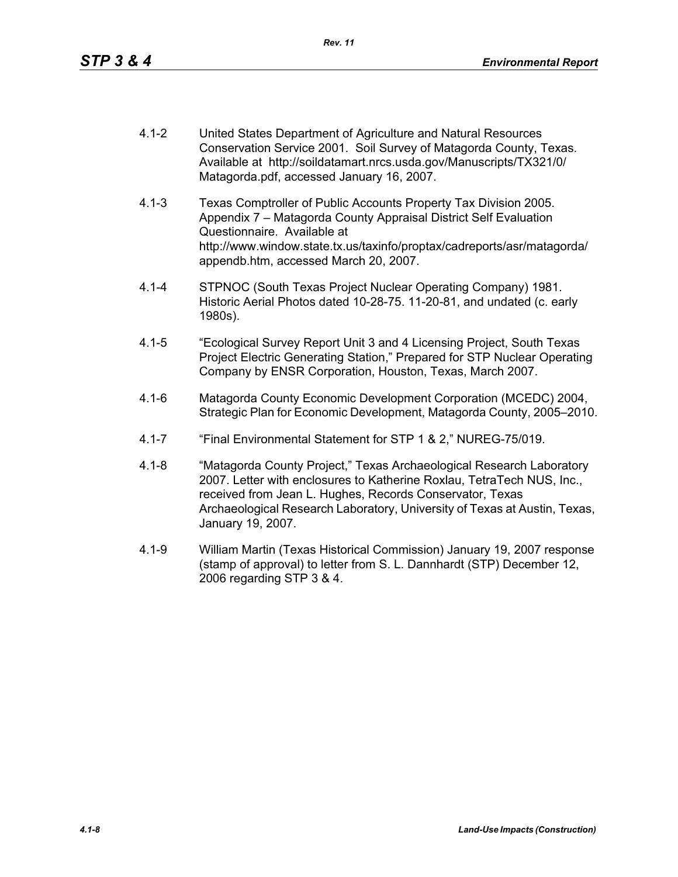4.1-2 United States Department of Agriculture and Natural Resources Conservation Service 2001. Soil Survey of Matagorda County, Texas. Available at http://soildatamart.nrcs.usda.gov/Manuscripts/TX321/0/Matagorda.pdf, accessed January 16, 2007.

4.1-3 Texas Comptroller of Public Accounts Property Tax Division 2005. Appendix 7 – Matagorda County Appraisal District Self Evaluation Questionnaire. Available at http://www.window.state.tx.us/taxinfo/proptax/cadreports/asr/matagorda/appendb.htm, accessed March 20, 2007.

4.1-4 STPNOC (South Texas Project Nuclear Operating Company) 1981. Historic Aerial Photos dated 10-28-75. 11-20-81, and undated (c. early 1980s).

4.1-5 "Ecological Survey Report Unit 3 and 4 Licensing Project, South Texas Project Electric Generating Station," Prepared for STP Nuclear Operating Company by ENSR Corporation, Houston, Texas, March 2007.

4.1-6 Matagorda County Economic Development Corporation (MCEDC) 2004, Strategic Plan for Economic Development, Matagorda County, 2005–2010.

4.1-7 "Final Environmental Statement for STP 1 & 2," NUREG-75/019.

4.1-8 "Matagorda County Project," Texas Archaeological Research Laboratory 2007. Letter with enclosures to Katherine Roxlau, TetraTech NUS, Inc., received from Jean L. Hughes, Records Conservator, Texas Archaeological Research Laboratory, University of Texas at Austin, Texas, January 19, 2007.

4.1-9 William Martin (Texas Historical Commission) January 19, 2007 response (stamp of approval) to letter from S. L. Dannhardt (STP) December 12, 2006 regarding STP 3 & 4.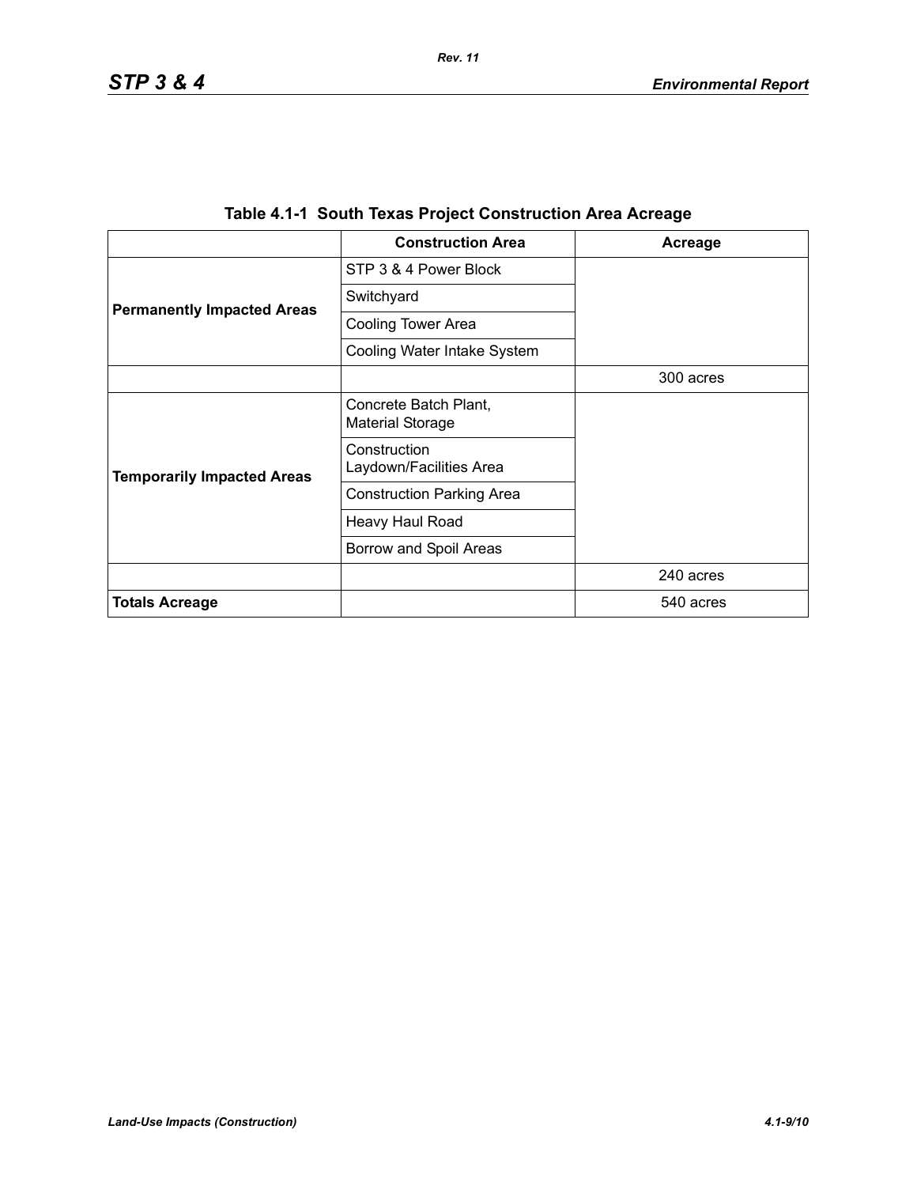**Table 4.1-1 South Texas Project Construction Area Acreage**

| | Construction Area | Acreage |
|---|---|---|
| **Permanently Impacted Areas** | STP 3 & 4 Power Block | |
| | Switchyard | |
| | Cooling Tower Area | |
| | Cooling Water Intake System | |
| | | 300 acres |
| **Temporarily Impacted Areas** | Concrete Batch Plant, Material Storage | |
| | Construction Laydown/Facilities Area | |
| | Construction Parking Area | |
| | Heavy Haul Road | |
| | Borrow and Spoil Areas | |
| | | 240 acres |
| **Totals Acreage** | | 540 acres |